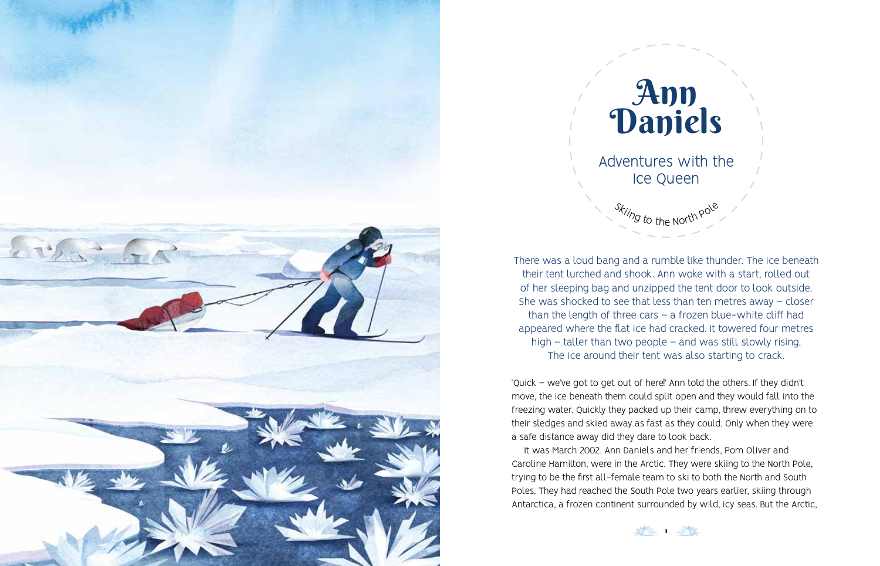# Ann Daniels

## Adventures with the Ice Queen

*Skiing to the North Pole*

There was a loud bang and a rumble like thunder. The ice beneath their tent lurched and shook. Ann woke with a start, rolled out of her sleeping bag and unzipped the tent door to look outside. She was shocked to see that less than ten metres away – closer than the length of three cars – a frozen blue-white cliff had appeared where the flat ice had cracked. It towered four metres high – taller than two people – and was still slowly rising. The ice around their tent was also starting to crack.

'Quick – we've got to get out of here!' Ann told the others. If they didn't move, the ice beneath them could split open and they would fall into the freezing water. Quickly they packed up their camp, threw everything on to their sledges and skied away as fast as they could. Only when they were a safe distance away did they dare to look back.

It was March 2002. Ann Daniels and her friends, Pom Oliver and Caroline Hamilton, were in the Arctic. They were skiing to the North Pole, trying to be the first all-female team to ski to both the North and South Poles. They had reached the South Pole two years earlier, skiing through Antarctica, a frozen continent surrounded by wild, icy seas. But the Arctic,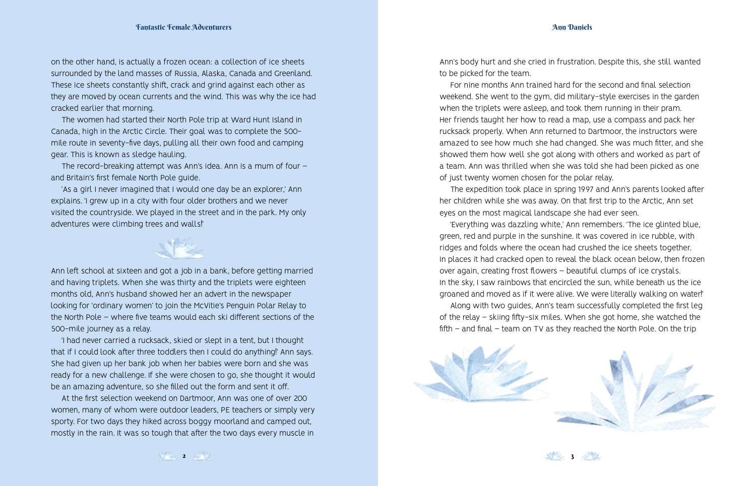on the other hand, is actually a frozen ocean: a collection of ice sheets surrounded by the land masses of Russia, Alaska, Canada and Greenland. These ice sheets constantly shift, crack and grind against each other as they are moved by ocean currents and the wind. This was why the ice had cracked earlier that morning.

The women had started their North Pole trip at Ward Hunt Island in Canada, high in the Arctic Circle. Their goal was to complete the 500-mile route in seventy-five days, pulling all their own food and camping gear. This is known as sledge hauling.

The record-breaking attempt was Ann's idea. Ann is a mum of four – and Britain's first female North Pole guide.

'As a girl I never imagined that I would one day be an explorer,' Ann explains. 'I grew up in a city with four older brothers and we never visited the countryside. We played in the street and in the park. My only adventures were climbing trees and walls!'

Ann left school at sixteen and got a job in a bank, before getting married and having triplets. When she was thirty and the triplets were eighteen months old, Ann's husband showed her an advert in the newspaper looking for 'ordinary women' to join the McVitie's Penguin Polar Relay to the North Pole – where five teams would each ski different sections of the 500-mile journey as a relay.

'I had never carried a rucksack, skied or slept in a tent, but I thought that if I could look after three toddlers then I could do anything!' Ann says. She had given up her bank job when her babies were born and she was ready for a new challenge. If she were chosen to go, she thought it would be an amazing adventure, so she filled out the form and sent it off.

At the first selection weekend on Dartmoor, Ann was one of over 200 women, many of whom were outdoor leaders, PE teachers or simply very sporty. For two days they hiked across boggy moorland and camped out, mostly in the rain. It was so tough that after the two days every muscle in Ann's body hurt and she cried in frustration. Despite this, she still wanted to be picked for the team.

For nine months Ann trained hard for the second and final selection weekend. She went to the gym, did military-style exercises in the garden when the triplets were asleep, and took them running in their pram. Her friends taught her how to read a map, use a compass and pack her rucksack properly. When Ann returned to Dartmoor, the instructors were amazed to see how much she had changed. She was much fitter, and she showed them how well she got along with others and worked as part of a team. Ann was thrilled when she was told she had been picked as one of just twenty women chosen for the polar relay.

The expedition took place in spring 1997 and Ann's parents looked after her children while she was away. On that first trip to the Arctic, Ann set eyes on the most magical landscape she had ever seen.

'Everything was dazzling white,' Ann remembers. 'The ice glinted blue, green, red and purple in the sunshine. It was covered in ice rubble, with ridges and folds where the ocean had crushed the ice sheets together. In places it had cracked open to reveal the black ocean below, then frozen over again, creating frost flowers – beautiful clumps of ice crystals. In the sky, I saw rainbows that encircled the sun, while beneath us the ice groaned and moved as if it were alive. We were literally walking on water!'

Along with two guides, Ann's team successfully completed the first leg of the relay – skiing fifty-six miles. When she got home, she watched the fifth – and final – team on TV as they reached the North Pole. On the trip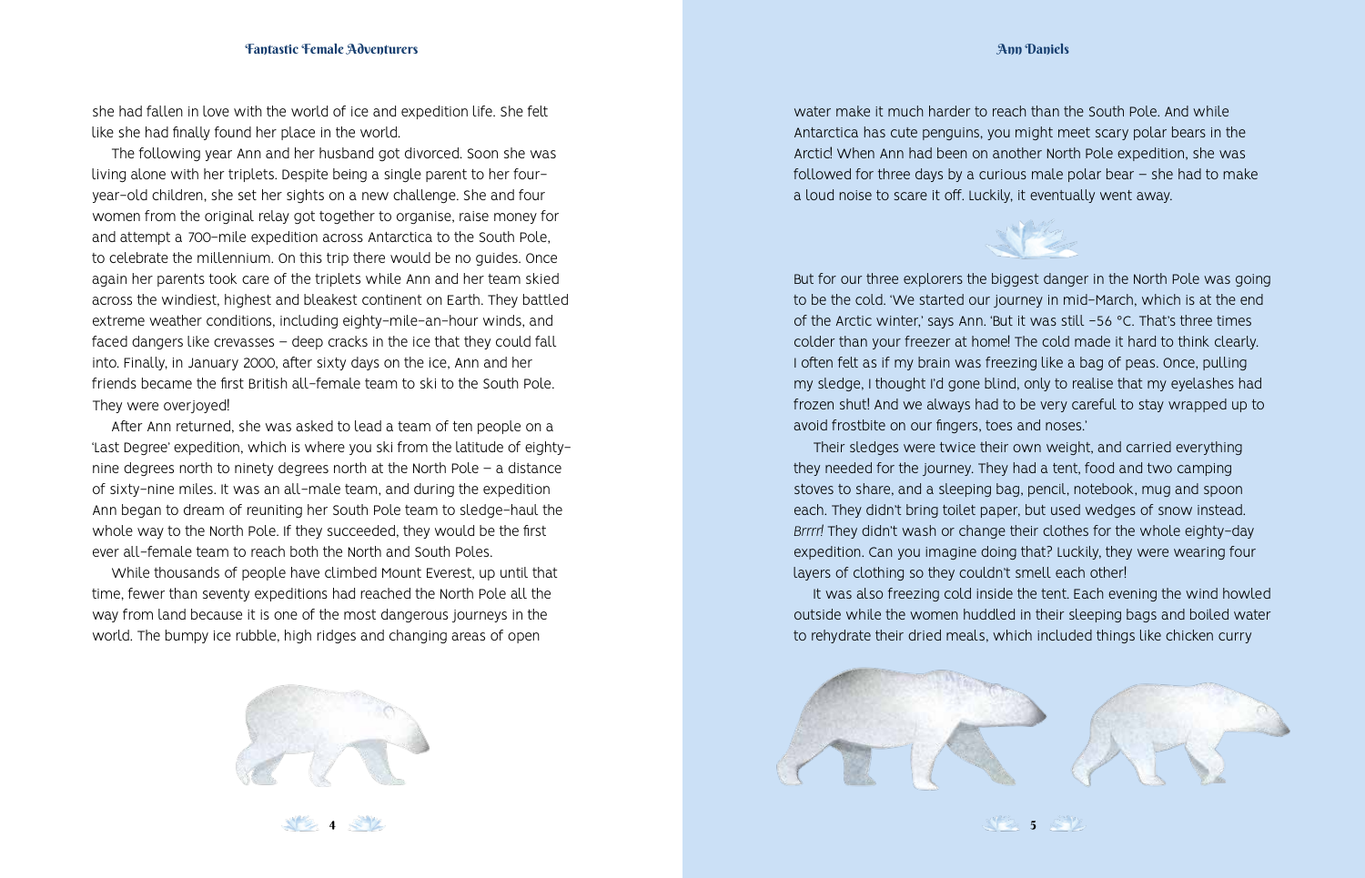she had fallen in love with the world of ice and expedition life. She felt like she had finally found her place in the world.

The following year Ann and her husband got divorced. Soon she was living alone with her triplets. Despite being a single parent to her four-year-old children, she set her sights on a new challenge. She and four women from the original relay got together to organise, raise money for and attempt a 700-mile expedition across Antarctica to the South Pole, to celebrate the millennium. On this trip there would be no guides. Once again her parents took care of the triplets while Ann and her team skied across the windiest, highest and bleakest continent on Earth. They battled extreme weather conditions, including eighty-mile-an-hour winds, and faced dangers like crevasses – deep cracks in the ice that they could fall into. Finally, in January 2000, after sixty days on the ice, Ann and her friends became the first British all-female team to ski to the South Pole. They were overjoyed!

After Ann returned, she was asked to lead a team of ten people on a 'Last Degree' expedition, which is where you ski from the latitude of eighty-nine degrees north to ninety degrees north at the North Pole – a distance of sixty-nine miles. It was an all-male team, and during the expedition Ann began to dream of reuniting her South Pole team to sledge-haul the whole way to the North Pole. If they succeeded, they would be the first ever all-female team to reach both the North and South Poles.

While thousands of people have climbed Mount Everest, up until that time, fewer than seventy expeditions had reached the North Pole all the way from land because it is one of the most dangerous journeys in the world. The bumpy ice rubble, high ridges and changing areas of open water make it much harder to reach than the South Pole. And while Antarctica has cute penguins, you might meet scary polar bears in the Arctic! When Ann had been on another North Pole expedition, she was followed for three days by a curious male polar bear – she had to make a loud noise to scare it off. Luckily, it eventually went away.

But for our three explorers the biggest danger in the North Pole was going to be the cold. 'We started our journey in mid-March, which is at the end of the Arctic winter,' says Ann. 'But it was still −56 °C. That's three times colder than your freezer at home! The cold made it hard to think clearly. I often felt as if my brain was freezing like a bag of peas. Once, pulling my sledge, I thought I'd gone blind, only to realise that my eyelashes had frozen shut! And we always had to be very careful to stay wrapped up to avoid frostbite on our fingers, toes and noses.'

Their sledges were twice their own weight, and carried everything they needed for the journey. They had a tent, food and two camping stoves to share, and a sleeping bag, pencil, notebook, mug and spoon each. They didn't bring toilet paper, but used wedges of snow instead. *Brrrr!* They didn't wash or change their clothes for the whole eighty-day expedition. Can you imagine doing that? Luckily, they were wearing four layers of clothing so they couldn't smell each other!

It was also freezing cold inside the tent. Each evening the wind howled outside while the women huddled in their sleeping bags and boiled water to rehydrate their dried meals, which included things like chicken curry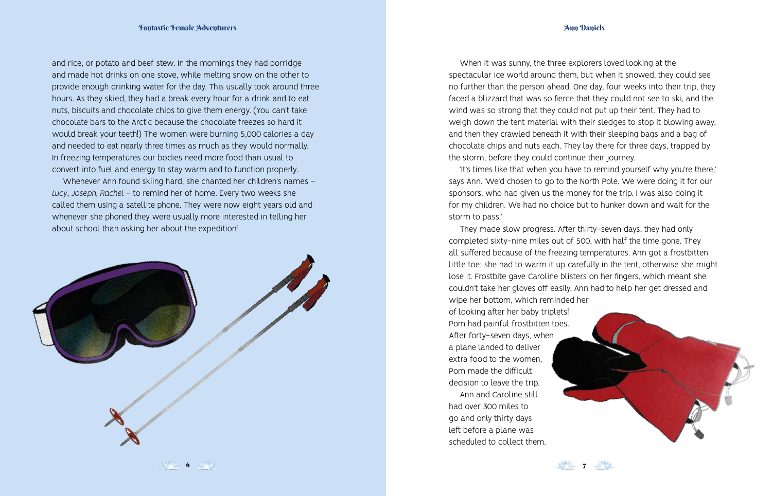and rice, or potato and beef stew. In the mornings they had porridge and made hot drinks on one stove, while melting snow on the other to provide enough drinking water for the day. This usually took around three hours. As they skied, they had a break every hour for a drink and to eat nuts, biscuits and chocolate chips to give them energy. (You can't take chocolate bars to the Arctic because the chocolate freezes so hard it would break your teeth!) The women were burning 5,000 calories a day and needed to eat nearly three times as much as they would normally. In freezing temperatures our bodies need more food than usual to convert into fuel and energy to stay warm and to function properly.

Whenever Ann found skiing hard, she chanted her children's names – *Lucy*, *Joseph*, *Rachel* – to remind her of home. Every two weeks she called them using a satellite phone. They were now eight years old and whenever she phoned they were usually more interested in telling her about school than asking her about the expedition!

When it was sunny, the three explorers loved looking at the spectacular ice world around them, but when it snowed, they could see no further than the person ahead. One day, four weeks into their trip, they faced a blizzard that was so fierce that they could not see to ski, and the wind was so strong that they could not put up their tent. They had to weigh down the tent material with their sledges to stop it blowing away, and then they crawled beneath it with their sleeping bags and a bag of chocolate chips and nuts each. They lay there for three days, trapped by the storm, before they could continue their journey.

'It's times like that when you have to remind yourself why you're there,' says Ann. 'We'd chosen to go to the North Pole. We were doing it for our sponsors, who had given us the money for the trip. I was also doing it for my children. We had no choice but to hunker down and wait for the storm to pass.'

They made slow progress. After thirty-seven days, they had only completed sixty-nine miles out of 500, with half the time gone. They all suffered because of the freezing temperatures. Ann got a frostbitten little toe: she had to warm it up carefully in the tent, otherwise she might lose it. Frostbite gave Caroline blisters on her fingers, which meant she couldn't take her gloves off easily. Ann had to help her get dressed and wipe her bottom, which reminded her of looking after her baby triplets! Pom had painful frostbitten toes. After forty-seven days, when a plane landed to deliver extra food to the women, Pom made the difficult decision to leave the trip.

Ann and Caroline still had over 300 miles to go and only thirty days left before a plane was scheduled to collect them.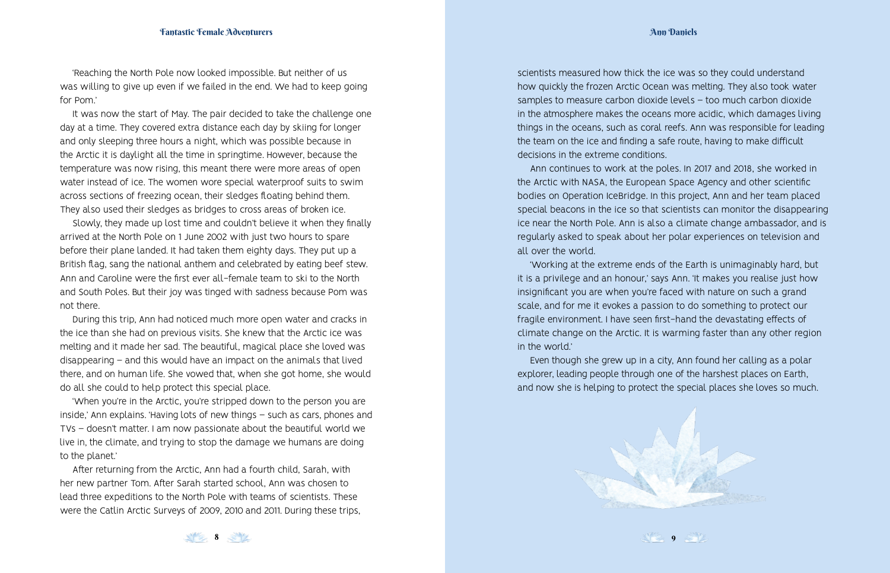'Reaching the North Pole now looked impossible. But neither of us was willing to give up even if we failed in the end. We had to keep going for Pom.'

It was now the start of May. The pair decided to take the challenge one day at a time. They covered extra distance each day by skiing for longer and only sleeping three hours a night, which was possible because in the Arctic it is daylight all the time in springtime. However, because the temperature was now rising, this meant there were more areas of open water instead of ice. The women wore special waterproof suits to swim across sections of freezing ocean, their sledges floating behind them. They also used their sledges as bridges to cross areas of broken ice.

Slowly, they made up lost time and couldn't believe it when they finally arrived at the North Pole on 1 June 2002 with just two hours to spare before their plane landed. It had taken them eighty days. They put up a British flag, sang the national anthem and celebrated by eating beef stew. Ann and Caroline were the first ever all-female team to ski to the North and South Poles. But their joy was tinged with sadness because Pom was not there.

During this trip, Ann had noticed much more open water and cracks in the ice than she had on previous visits. She knew that the Arctic ice was melting and it made her sad. The beautiful, magical place she loved was disappearing – and this would have an impact on the animals that lived there, and on human life. She vowed that, when she got home, she would do all she could to help protect this special place.

'When you're in the Arctic, you're stripped down to the person you are inside,' Ann explains. 'Having lots of new things – such as cars, phones and TVs – doesn't matter. I am now passionate about the beautiful world we live in, the climate, and trying to stop the damage we humans are doing to the planet.'

After returning from the Arctic, Ann had a fourth child, Sarah, with her new partner Tom. After Sarah started school, Ann was chosen to lead three expeditions to the North Pole with teams of scientists. These were the Catlin Arctic Surveys of 2009, 2010 and 2011. During these trips, scientists measured how thick the ice was so they could understand how quickly the frozen Arctic Ocean was melting. They also took water samples to measure carbon dioxide levels – too much carbon dioxide in the atmosphere makes the oceans more acidic, which damages living things in the oceans, such as coral reefs. Ann was responsible for leading the team on the ice and finding a safe route, having to make difficult decisions in the extreme conditions.

Ann continues to work at the poles. In 2017 and 2018, she worked in the Arctic with NASA, the European Space Agency and other scientific bodies on Operation IceBridge. In this project, Ann and her team placed special beacons in the ice so that scientists can monitor the disappearing ice near the North Pole. Ann is also a climate change ambassador, and is regularly asked to speak about her polar experiences on television and all over the world.

'Working at the extreme ends of the Earth is unimaginably hard, but it is a privilege and an honour,' says Ann. 'It makes you realise just how insignificant you are when you're faced with nature on such a grand scale, and for me it evokes a passion to do something to protect our fragile environment. I have seen first-hand the devastating effects of climate change on the Arctic. It is warming faster than any other region in the world.'

Even though she grew up in a city, Ann found her calling as a polar explorer, leading people through one of the harshest places on Earth, and now she is helping to protect the special places she loves so much.